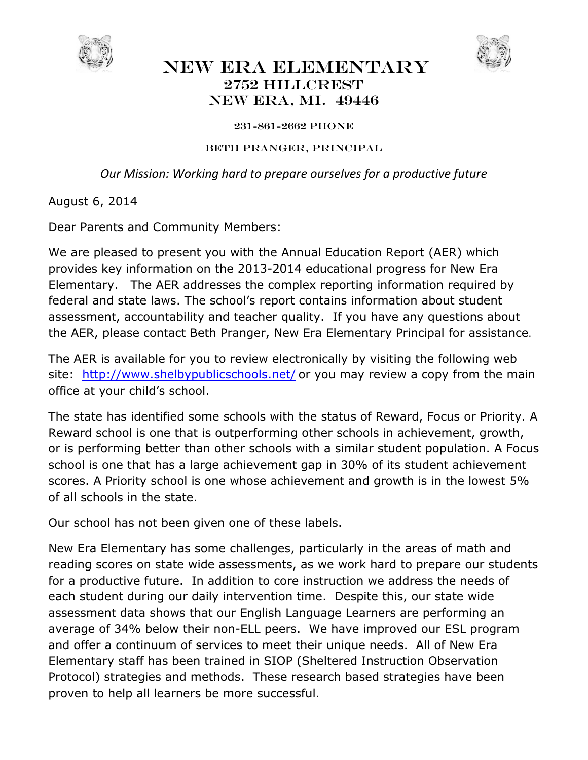# New Era Elementary

## 2752 Hillcrest
## New Era, MI. 49446

231-861-2662 PHONE

BETH PRANGER, PRINCIPAL

*Our Mission: Working hard to prepare ourselves for a productive future*

August 6, 2014

Dear Parents and Community Members:

We are pleased to present you with the Annual Education Report (AER) which provides key information on the 2013-2014 educational progress for New Era Elementary. The AER addresses the complex reporting information required by federal and state laws. The school's report contains information about student assessment, accountability and teacher quality. If you have any questions about the AER, please contact Beth Pranger, New Era Elementary Principal for assistance.

The AER is available for you to review electronically by visiting the following web site: http://www.shelbypublicschools.net/ or you may review a copy from the main office at your child's school.

The state has identified some schools with the status of Reward, Focus or Priority. A Reward school is one that is outperforming other schools in achievement, growth, or is performing better than other schools with a similar student population. A Focus school is one that has a large achievement gap in 30% of its student achievement scores. A Priority school is one whose achievement and growth is in the lowest 5% of all schools in the state.

Our school has not been given one of these labels.

New Era Elementary has some challenges, particularly in the areas of math and reading scores on state wide assessments, as we work hard to prepare our students for a productive future. In addition to core instruction we address the needs of each student during our daily intervention time. Despite this, our state wide assessment data shows that our English Language Learners are performing an average of 34% below their non-ELL peers. We have improved our ESL program and offer a continuum of services to meet their unique needs. All of New Era Elementary staff has been trained in SIOP (Sheltered Instruction Observation Protocol) strategies and methods. These research based strategies have been proven to help all learners be more successful.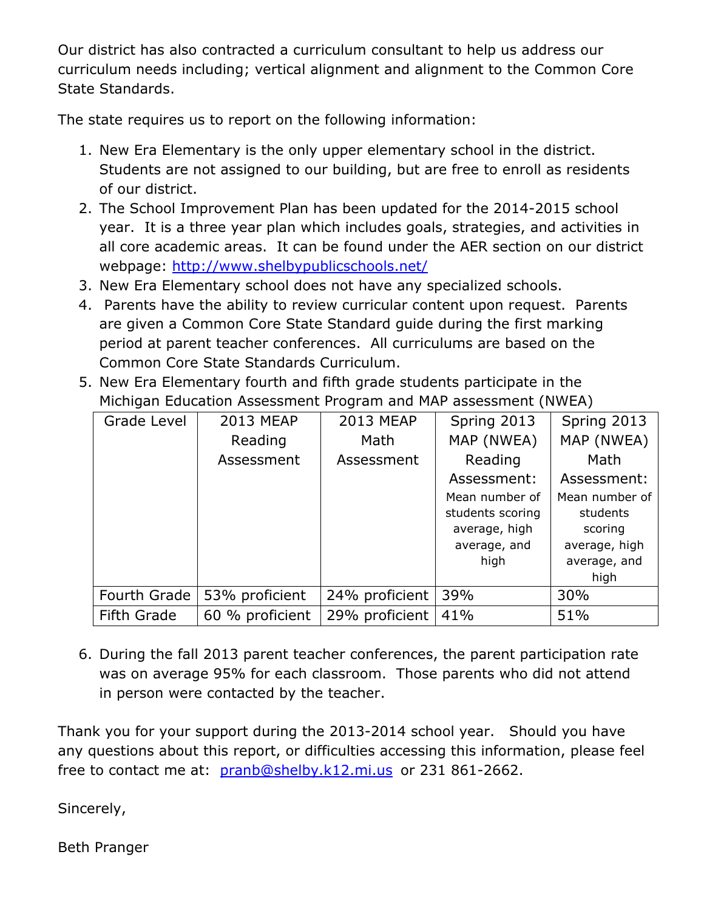Our district has also contracted a curriculum consultant to help us address our curriculum needs including; vertical alignment and alignment to the Common Core State Standards.

The state requires us to report on the following information:

1. New Era Elementary is the only upper elementary school in the district. Students are not assigned to our building, but are free to enroll as residents of our district.
2. The School Improvement Plan has been updated for the 2014-2015 school year. It is a three year plan which includes goals, strategies, and activities in all core academic areas. It can be found under the AER section on our district webpage: http://www.shelbypublicschools.net/
3. New Era Elementary school does not have any specialized schools.
4. Parents have the ability to review curricular content upon request. Parents are given a Common Core State Standard guide during the first marking period at parent teacher conferences. All curriculums are based on the Common Core State Standards Curriculum.
5. New Era Elementary fourth and fifth grade students participate in the Michigan Education Assessment Program and MAP assessment (NWEA)

| Grade Level | 2013 MEAP Reading Assessment | 2013 MEAP Math Assessment | Spring 2013 MAP (NWEA) Reading Assessment: Mean number of students scoring average, high average, and high | Spring 2013 MAP (NWEA) Math Assessment: Mean number of students scoring average, high average, and high |
|---|---|---|---|---|
| Fourth Grade | 53% proficient | 24% proficient | 39% | 30% |
| Fifth Grade | 60 % proficient | 29% proficient | 41% | 51% |

6. During the fall 2013 parent teacher conferences, the parent participation rate was on average 95% for each classroom. Those parents who did not attend in person were contacted by the teacher.

Thank you for your support during the 2013-2014 school year. Should you have any questions about this report, or difficulties accessing this information, please feel free to contact me at: pranb@shelby.k12.mi.us or 231 861-2662.

Sincerely,

Beth Pranger